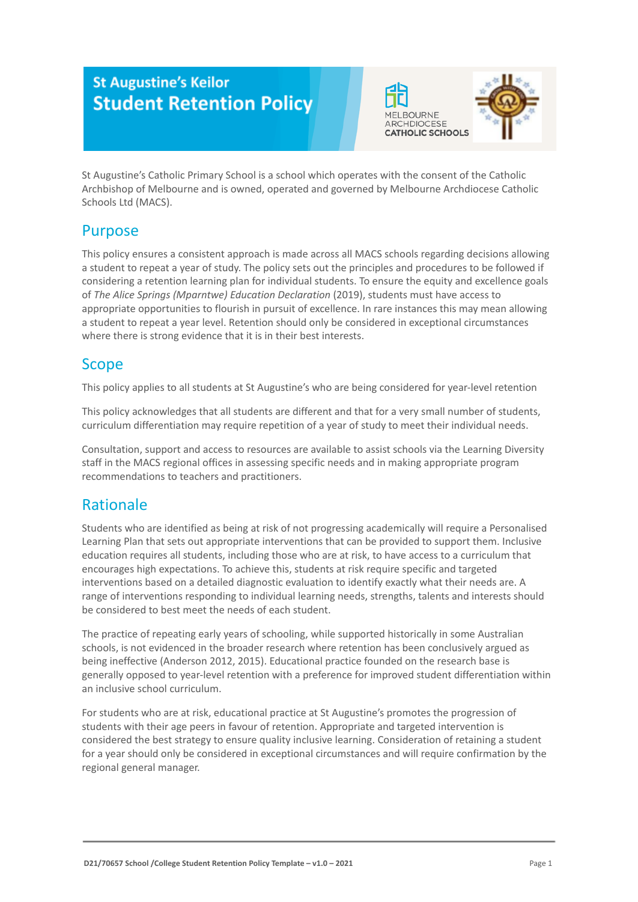# St Augustine's Keilor Student Retention Policy

St Augustine's Catholic Primary School is a school which operates with the consent of the Catholic Archbishop of Melbourne and is owned, operated and governed by Melbourne Archdiocese Catholic Schools Ltd (MACS).

## Purpose

This policy ensures a consistent approach is made across all MACS schools regarding decisions allowing a student to repeat a year of study. The policy sets out the principles and procedures to be followed if considering a retention learning plan for individual students. To ensure the equity and excellence goals of *The Alice Springs (Mparntwe) Education Declaration* (2019), students must have access to appropriate opportunities to flourish in pursuit of excellence. In rare instances this may mean allowing a student to repeat a year level. Retention should only be considered in exceptional circumstances where there is strong evidence that it is in their best interests.

## Scope

This policy applies to all students at St Augustine's who are being considered for year-level retention

This policy acknowledges that all students are different and that for a very small number of students, curriculum differentiation may require repetition of a year of study to meet their individual needs.

Consultation, support and access to resources are available to assist schools via the Learning Diversity staff in the MACS regional offices in assessing specific needs and in making appropriate program recommendations to teachers and practitioners.

## Rationale

Students who are identified as being at risk of not progressing academically will require a Personalised Learning Plan that sets out appropriate interventions that can be provided to support them. Inclusive education requires all students, including those who are at risk, to have access to a curriculum that encourages high expectations. To achieve this, students at risk require specific and targeted interventions based on a detailed diagnostic evaluation to identify exactly what their needs are. A range of interventions responding to individual learning needs, strengths, talents and interests should be considered to best meet the needs of each student.

The practice of repeating early years of schooling, while supported historically in some Australian schools, is not evidenced in the broader research where retention has been conclusively argued as being ineffective (Anderson 2012, 2015). Educational practice founded on the research base is generally opposed to year-level retention with a preference for improved student differentiation within an inclusive school curriculum.

For students who are at risk, educational practice at St Augustine's promotes the progression of students with their age peers in favour of retention. Appropriate and targeted intervention is considered the best strategy to ensure quality inclusive learning. Consideration of retaining a student for a year should only be considered in exceptional circumstances and will require confirmation by the regional general manager.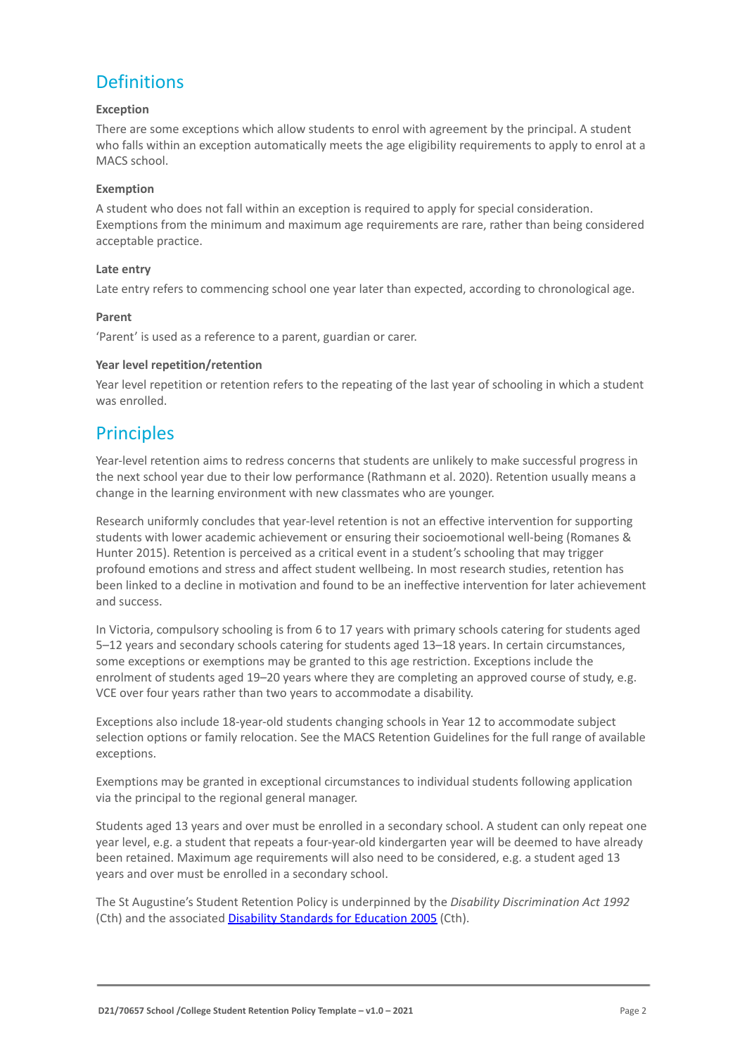## Definitions

### Exception

There are some exceptions which allow students to enrol with agreement by the principal. A student who falls within an exception automatically meets the age eligibility requirements to apply to enrol at a MACS school.

### Exemption

A student who does not fall within an exception is required to apply for special consideration. Exemptions from the minimum and maximum age requirements are rare, rather than being considered acceptable practice.

### Late entry

Late entry refers to commencing school one year later than expected, according to chronological age.

### Parent

'Parent' is used as a reference to a parent, guardian or carer.

### Year level repetition/retention

Year level repetition or retention refers to the repeating of the last year of schooling in which a student was enrolled.

## Principles

Year-level retention aims to redress concerns that students are unlikely to make successful progress in the next school year due to their low performance (Rathmann et al. 2020). Retention usually means a change in the learning environment with new classmates who are younger.

Research uniformly concludes that year-level retention is not an effective intervention for supporting students with lower academic achievement or ensuring their socioemotional well-being (Romanes & Hunter 2015). Retention is perceived as a critical event in a student's schooling that may trigger profound emotions and stress and affect student wellbeing. In most research studies, retention has been linked to a decline in motivation and found to be an ineffective intervention for later achievement and success.

In Victoria, compulsory schooling is from 6 to 17 years with primary schools catering for students aged 5–12 years and secondary schools catering for students aged 13–18 years. In certain circumstances, some exceptions or exemptions may be granted to this age restriction. Exceptions include the enrolment of students aged 19–20 years where they are completing an approved course of study, e.g. VCE over four years rather than two years to accommodate a disability.

Exceptions also include 18-year-old students changing schools in Year 12 to accommodate subject selection options or family relocation. See the MACS Retention Guidelines for the full range of available exceptions.

Exemptions may be granted in exceptional circumstances to individual students following application via the principal to the regional general manager.

Students aged 13 years and over must be enrolled in a secondary school. A student can only repeat one year level, e.g. a student that repeats a four-year-old kindergarten year will be deemed to have already been retained. Maximum age requirements will also need to be considered, e.g. a student aged 13 years and over must be enrolled in a secondary school.

The St Augustine's Student Retention Policy is underpinned by the *Disability Discrimination Act 1992* (Cth) and the associated [Disability Standards for Education 2005] (Cth).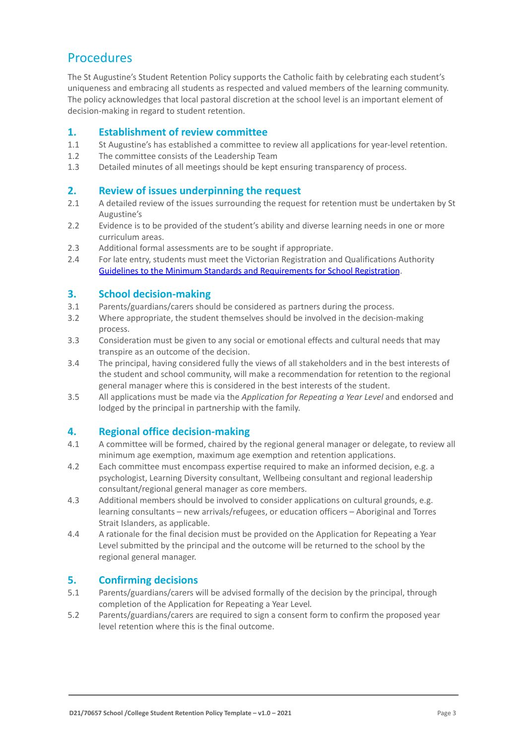## Procedures

The St Augustine's Student Retention Policy supports the Catholic faith by celebrating each student's uniqueness and embracing all students as respected and valued members of the learning community. The policy acknowledges that local pastoral discretion at the school level is an important element of decision-making in regard to student retention.

### 1. Establishment of review committee

1.1 St Augustine's has established a committee to review all applications for year-level retention.

1.2 The committee consists of the Leadership Team

1.3 Detailed minutes of all meetings should be kept ensuring transparency of process.

### 2. Review of issues underpinning the request

2.1 A detailed review of the issues surrounding the request for retention must be undertaken by St Augustine's

2.2 Evidence is to be provided of the student's ability and diverse learning needs in one or more curriculum areas.

2.3 Additional formal assessments are to be sought if appropriate.

2.4 For late entry, students must meet the Victorian Registration and Qualifications Authority [Guidelines to the Minimum Standards and Requirements for School Registration](#).

### 3. School decision-making

3.1 Parents/guardians/carers should be considered as partners during the process.

3.2 Where appropriate, the student themselves should be involved in the decision-making process.

3.3 Consideration must be given to any social or emotional effects and cultural needs that may transpire as an outcome of the decision.

3.4 The principal, having considered fully the views of all stakeholders and in the best interests of the student and school community, will make a recommendation for retention to the regional general manager where this is considered in the best interests of the student.

3.5 All applications must be made via the *Application for Repeating a Year Level* and endorsed and lodged by the principal in partnership with the family.

### 4. Regional office decision-making

4.1 A committee will be formed, chaired by the regional general manager or delegate, to review all minimum age exemption, maximum age exemption and retention applications.

4.2 Each committee must encompass expertise required to make an informed decision, e.g. a psychologist, Learning Diversity consultant, Wellbeing consultant and regional leadership consultant/regional general manager as core members.

4.3 Additional members should be involved to consider applications on cultural grounds, e.g. learning consultants – new arrivals/refugees, or education officers – Aboriginal and Torres Strait Islanders, as applicable.

4.4 A rationale for the final decision must be provided on the Application for Repeating a Year Level submitted by the principal and the outcome will be returned to the school by the regional general manager.

### 5. Confirming decisions

5.1 Parents/guardians/carers will be advised formally of the decision by the principal, through completion of the Application for Repeating a Year Level.

5.2 Parents/guardians/carers are required to sign a consent form to confirm the proposed year level retention where this is the final outcome.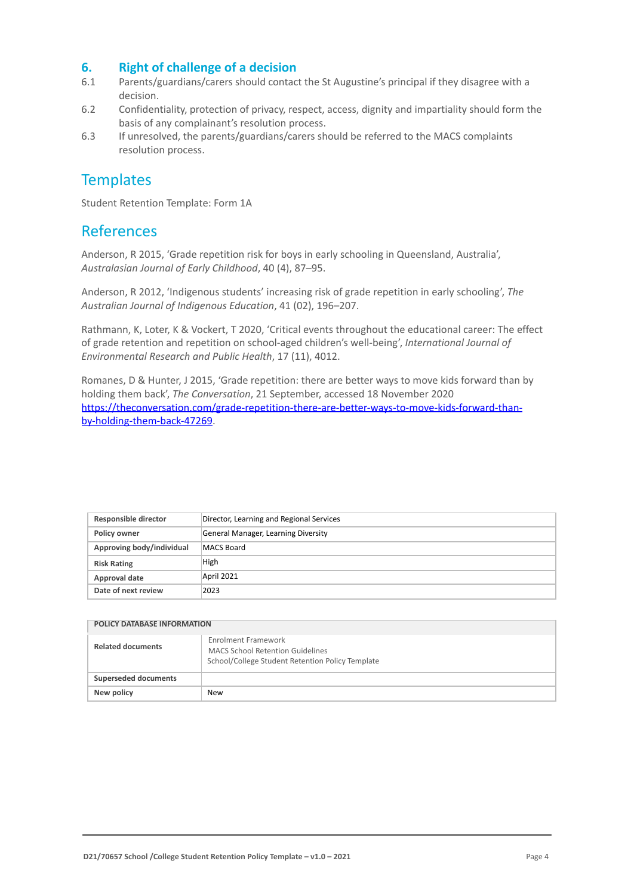## 6. Right of challenge of a decision

6.1 Parents/guardians/carers should contact the St Augustine's principal if they disagree with a decision.

6.2 Confidentiality, protection of privacy, respect, access, dignity and impartiality should form the basis of any complainant's resolution process.

6.3 If unresolved, the parents/guardians/carers should be referred to the MACS complaints resolution process.

## Templates

Student Retention Template: Form 1A

## References

Anderson, R 2015, 'Grade repetition risk for boys in early schooling in Queensland, Australia', *Australasian Journal of Early Childhood*, 40 (4), 87–95.

Anderson, R 2012, 'Indigenous students' increasing risk of grade repetition in early schooling', *The Australian Journal of Indigenous Education*, 41 (02), 196–207.

Rathmann, K, Loter, K & Vockert, T 2020, 'Critical events throughout the educational career: The effect of grade retention and repetition on school-aged children's well-being', *International Journal of Environmental Research and Public Health*, 17 (11), 4012.

Romanes, D & Hunter, J 2015, 'Grade repetition: there are better ways to move kids forward than by holding them back', *The Conversation*, 21 September, accessed 18 November 2020 [https://theconversation.com/grade-repetition-there-are-better-ways-to-move-kids-forward-than-by-holding-them-back-47269](https://theconversation.com/grade-repetition-there-are-better-ways-to-move-kids-forward-than-by-holding-them-back-47269).

| | |
|---|---|
| **Responsible director** | Director, Learning and Regional Services |
| **Policy owner** | General Manager, Learning Diversity |
| **Approving body/individual** | MACS Board |
| **Risk Rating** | High |
| **Approval date** | April 2021 |
| **Date of next review** | 2023 |

| **POLICY DATABASE INFORMATION** | |
|---|---|
| **Related documents** | Enrolment Framework<br>MACS School Retention Guidelines<br>School/College Student Retention Policy Template |
| **Superseded documents** | |
| **New policy** | New |